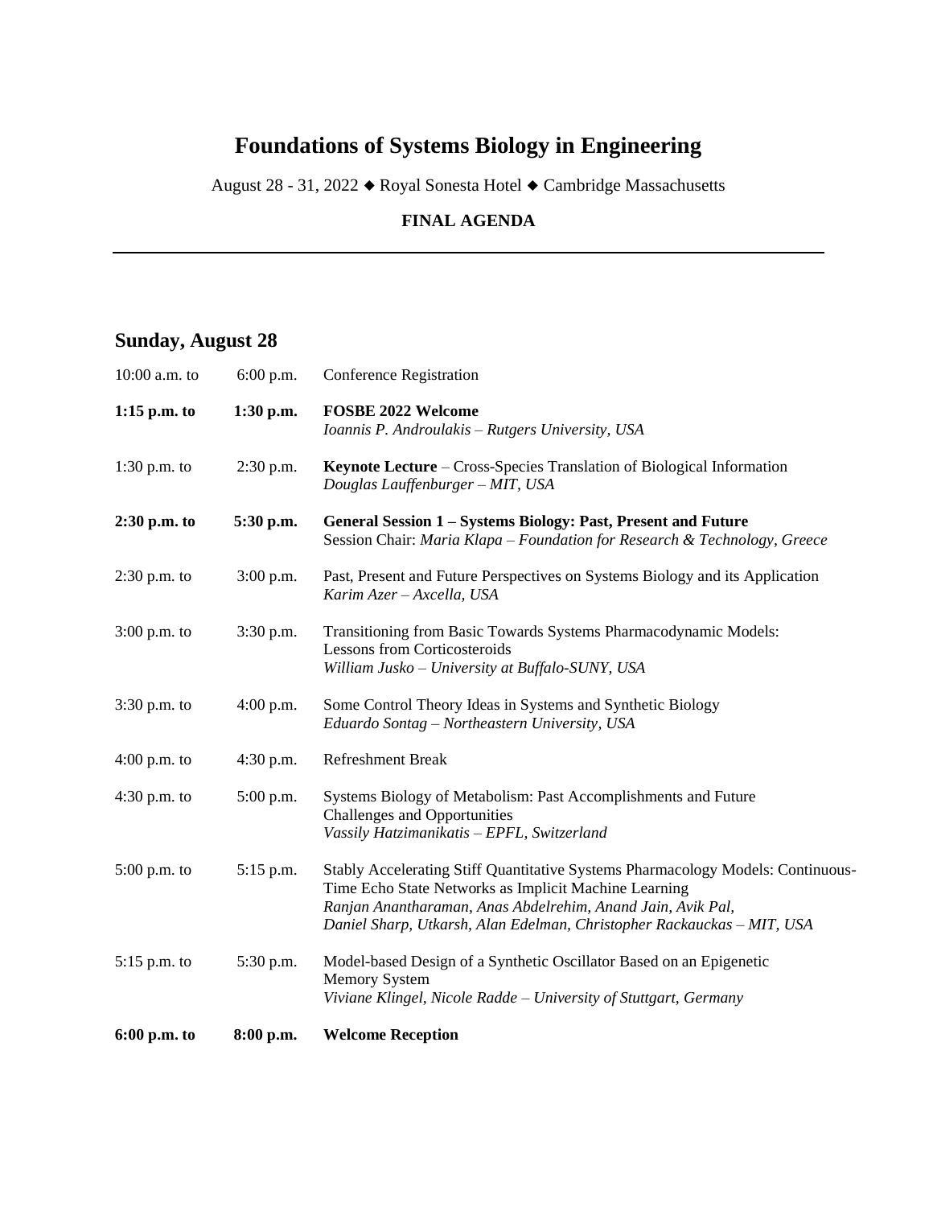# Foundations of Systems Biology in Engineering

August 28 - 31, 2022 ◆ Royal Sonesta Hotel ◆ Cambridge Massachusetts

**FINAL AGENDA**

---

## Sunday, August 28

| | | |
|---|---|---|
| 10:00 a.m. to | 6:00 p.m. | Conference Registration |
| **1:15 p.m. to** | **1:30 p.m.** | **FOSBE 2022 Welcome**<br>*Ioannis P. Androulakis – Rutgers University, USA* |
| 1:30 p.m. to | 2:30 p.m. | **Keynote Lecture** – Cross-Species Translation of Biological Information<br>*Douglas Lauffenburger – MIT, USA* |
| **2:30 p.m. to** | **5:30 p.m.** | **General Session 1 – Systems Biology: Past, Present and Future**<br>Session Chair: *Maria Klapa – Foundation for Research & Technology, Greece* |
| 2:30 p.m. to | 3:00 p.m. | Past, Present and Future Perspectives on Systems Biology and its Application<br>*Karim Azer – Axcella, USA* |
| 3:00 p.m. to | 3:30 p.m. | Transitioning from Basic Towards Systems Pharmacodynamic Models: Lessons from Corticosteroids<br>*William Jusko – University at Buffalo-SUNY, USA* |
| 3:30 p.m. to | 4:00 p.m. | Some Control Theory Ideas in Systems and Synthetic Biology<br>*Eduardo Sontag – Northeastern University, USA* |
| 4:00 p.m. to | 4:30 p.m. | Refreshment Break |
| 4:30 p.m. to | 5:00 p.m. | Systems Biology of Metabolism: Past Accomplishments and Future Challenges and Opportunities<br>*Vassily Hatzimanikatis – EPFL, Switzerland* |
| 5:00 p.m. to | 5:15 p.m. | Stably Accelerating Stiff Quantitative Systems Pharmacology Models: Continuous-Time Echo State Networks as Implicit Machine Learning<br>*Ranjan Anantharaman, Anas Abdelrehim, Anand Jain, Avik Pal, Daniel Sharp, Utkarsh, Alan Edelman, Christopher Rackauckas – MIT, USA* |
| 5:15 p.m. to | 5:30 p.m. | Model-based Design of a Synthetic Oscillator Based on an Epigenetic Memory System<br>*Viviane Klingel, Nicole Radde – University of Stuttgart, Germany* |
| **6:00 p.m. to** | **8:00 p.m.** | **Welcome Reception** |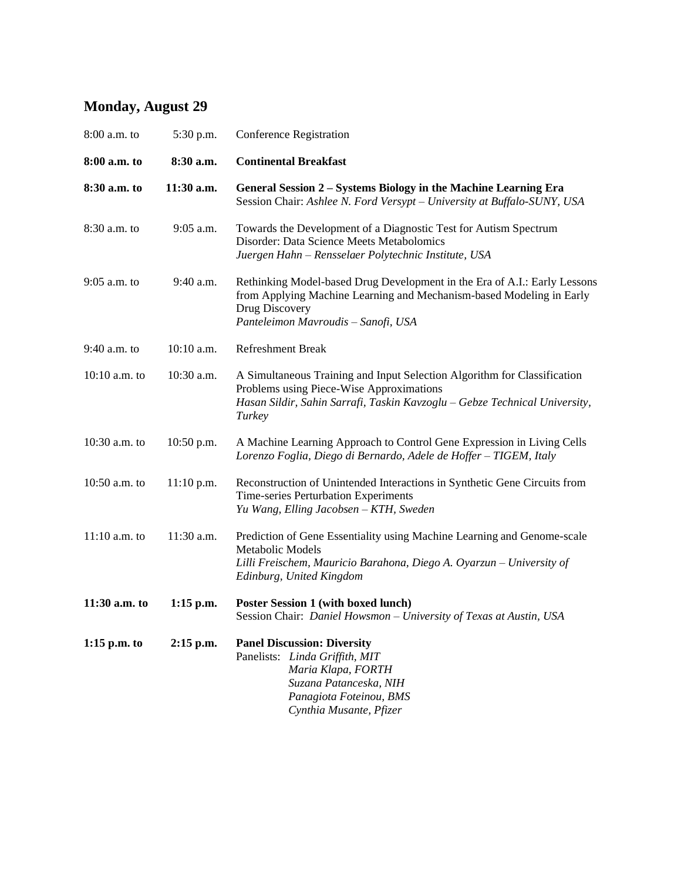## Monday, August 29

| | | |
|---|---|---|
| 8:00 a.m. to | 5:30 p.m. | Conference Registration |
| **8:00 a.m. to** | **8:30 a.m.** | **Continental Breakfast** |
| **8:30 a.m. to** | **11:30 a.m.** | **General Session 2 – Systems Biology in the Machine Learning Era**<br>Session Chair: *Ashlee N. Ford Versypt – University at Buffalo-SUNY, USA* |
| 8:30 a.m. to | 9:05 a.m. | Towards the Development of a Diagnostic Test for Autism Spectrum Disorder: Data Science Meets Metabolomics<br>*Juergen Hahn – Rensselaer Polytechnic Institute, USA* |
| 9:05 a.m. to | 9:40 a.m. | Rethinking Model-based Drug Development in the Era of A.I.: Early Lessons from Applying Machine Learning and Mechanism-based Modeling in Early Drug Discovery<br>*Panteleimon Mavroudis – Sanofi, USA* |
| 9:40 a.m. to | 10:10 a.m. | Refreshment Break |
| 10:10 a.m. to | 10:30 a.m. | A Simultaneous Training and Input Selection Algorithm for Classification Problems using Piece-Wise Approximations<br>*Hasan Sildir, Sahin Sarrafi, Taskin Kavzoglu – Gebze Technical University, Turkey* |
| 10:30 a.m. to | 10:50 p.m. | A Machine Learning Approach to Control Gene Expression in Living Cells<br>*Lorenzo Foglia, Diego di Bernardo, Adele de Hoffer – TIGEM, Italy* |
| 10:50 a.m. to | 11:10 p.m. | Reconstruction of Unintended Interactions in Synthetic Gene Circuits from Time-series Perturbation Experiments<br>*Yu Wang, Elling Jacobsen – KTH, Sweden* |
| 11:10 a.m. to | 11:30 a.m. | Prediction of Gene Essentiality using Machine Learning and Genome-scale Metabolic Models<br>*Lilli Freischem, Mauricio Barahona, Diego A. Oyarzun – University of Edinburg, United Kingdom* |
| **11:30 a.m. to** | **1:15 p.m.** | **Poster Session 1 (with boxed lunch)**<br>Session Chair: *Daniel Howsmon – University of Texas at Austin, USA* |
| **1:15 p.m. to** | **2:15 p.m.** | **Panel Discussion: Diversity**<br>Panelists: *Linda Griffith, MIT*<br>*Maria Klapa, FORTH*<br>*Suzana Patanceska, NIH*<br>*Panagiota Foteinou, BMS*<br>*Cynthia Musante, Pfizer* |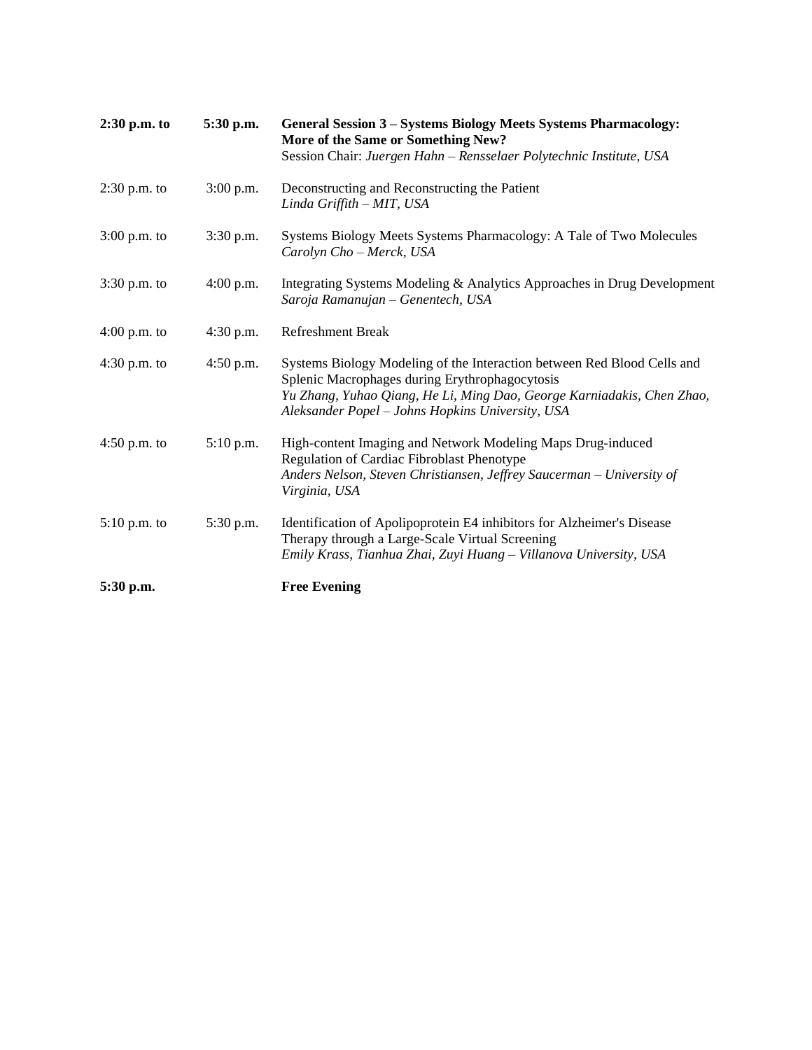| | | |
|---|---|---|
| **2:30 p.m. to** | **5:30 p.m.** | **General Session 3 – Systems Biology Meets Systems Pharmacology: More of the Same or Something New?**<br>Session Chair: *Juergen Hahn – Rensselaer Polytechnic Institute, USA* |
| 2:30 p.m. to | 3:00 p.m. | Deconstructing and Reconstructing the Patient<br>*Linda Griffith – MIT, USA* |
| 3:00 p.m. to | 3:30 p.m. | Systems Biology Meets Systems Pharmacology: A Tale of Two Molecules<br>*Carolyn Cho – Merck, USA* |
| 3:30 p.m. to | 4:00 p.m. | Integrating Systems Modeling & Analytics Approaches in Drug Development<br>*Saroja Ramanujan – Genentech, USA* |
| 4:00 p.m. to | 4:30 p.m. | Refreshment Break |
| 4:30 p.m. to | 4:50 p.m. | Systems Biology Modeling of the Interaction between Red Blood Cells and Splenic Macrophages during Erythrophagocytosis<br>*Yu Zhang, Yuhao Qiang, He Li, Ming Dao, George Karniadakis, Chen Zhao, Aleksander Popel – Johns Hopkins University, USA* |
| 4:50 p.m. to | 5:10 p.m. | High-content Imaging and Network Modeling Maps Drug-induced Regulation of Cardiac Fibroblast Phenotype<br>*Anders Nelson, Steven Christiansen, Jeffrey Saucerman – University of Virginia, USA* |
| 5:10 p.m. to | 5:30 p.m. | Identification of Apolipoprotein E4 inhibitors for Alzheimer's Disease Therapy through a Large-Scale Virtual Screening<br>*Emily Krass, Tianhua Zhai, Zuyi Huang – Villanova University, USA* |
| **5:30 p.m.** | | **Free Evening** |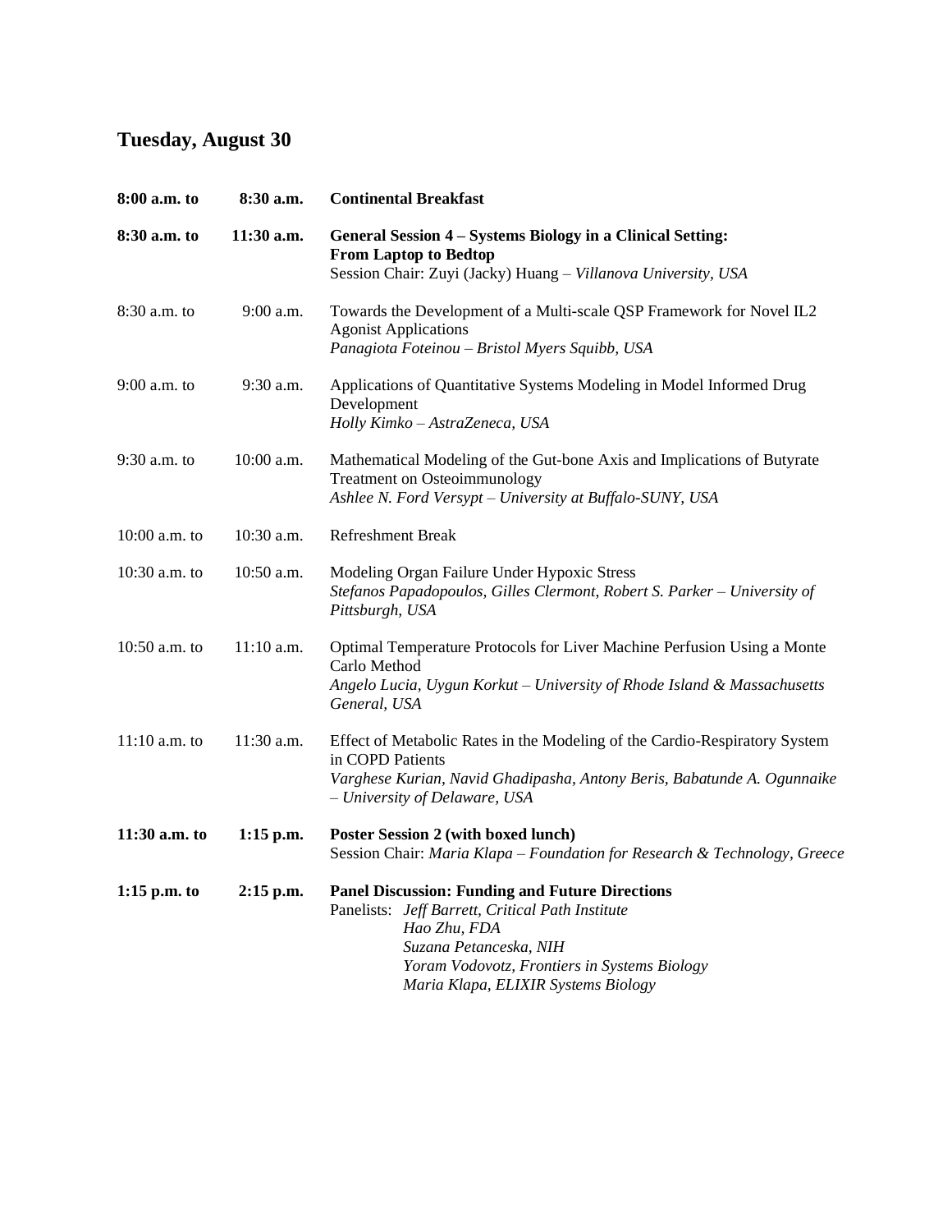## Tuesday, August 30

| | | |
|---|---|---|
| **8:00 a.m. to** | **8:30 a.m.** | **Continental Breakfast** |
| **8:30 a.m. to** | **11:30 a.m.** | **General Session 4 – Systems Biology in a Clinical Setting: From Laptop to Bedtop**<br>Session Chair: Zuyi (Jacky) Huang – *Villanova University, USA* |
| 8:30 a.m. to | 9:00 a.m. | Towards the Development of a Multi-scale QSP Framework for Novel IL2 Agonist Applications<br>*Panagiota Foteinou – Bristol Myers Squibb, USA* |
| 9:00 a.m. to | 9:30 a.m. | Applications of Quantitative Systems Modeling in Model Informed Drug Development<br>*Holly Kimko – AstraZeneca, USA* |
| 9:30 a.m. to | 10:00 a.m. | Mathematical Modeling of the Gut-bone Axis and Implications of Butyrate Treatment on Osteoimmunology<br>*Ashlee N. Ford Versypt – University at Buffalo-SUNY, USA* |
| 10:00 a.m. to | 10:30 a.m. | Refreshment Break |
| 10:30 a.m. to | 10:50 a.m. | Modeling Organ Failure Under Hypoxic Stress<br>*Stefanos Papadopoulos, Gilles Clermont, Robert S. Parker – University of Pittsburgh, USA* |
| 10:50 a.m. to | 11:10 a.m. | Optimal Temperature Protocols for Liver Machine Perfusion Using a Monte Carlo Method<br>*Angelo Lucia, Uygun Korkut – University of Rhode Island & Massachusetts General, USA* |
| 11:10 a.m. to | 11:30 a.m. | Effect of Metabolic Rates in the Modeling of the Cardio-Respiratory System in COPD Patients<br>*Varghese Kurian, Navid Ghadipasha, Antony Beris, Babatunde A. Ogunnaike – University of Delaware, USA* |
| **11:30 a.m. to** | **1:15 p.m.** | **Poster Session 2 (with boxed lunch)**<br>Session Chair: *Maria Klapa – Foundation for Research & Technology, Greece* |
| **1:15 p.m. to** | **2:15 p.m.** | **Panel Discussion: Funding and Future Directions**<br>Panelists: *Jeff Barrett, Critical Path Institute*<br>*Hao Zhu, FDA*<br>*Suzana Petanceska, NIH*<br>*Yoram Vodovotz, Frontiers in Systems Biology*<br>*Maria Klapa, ELIXIR Systems Biology* |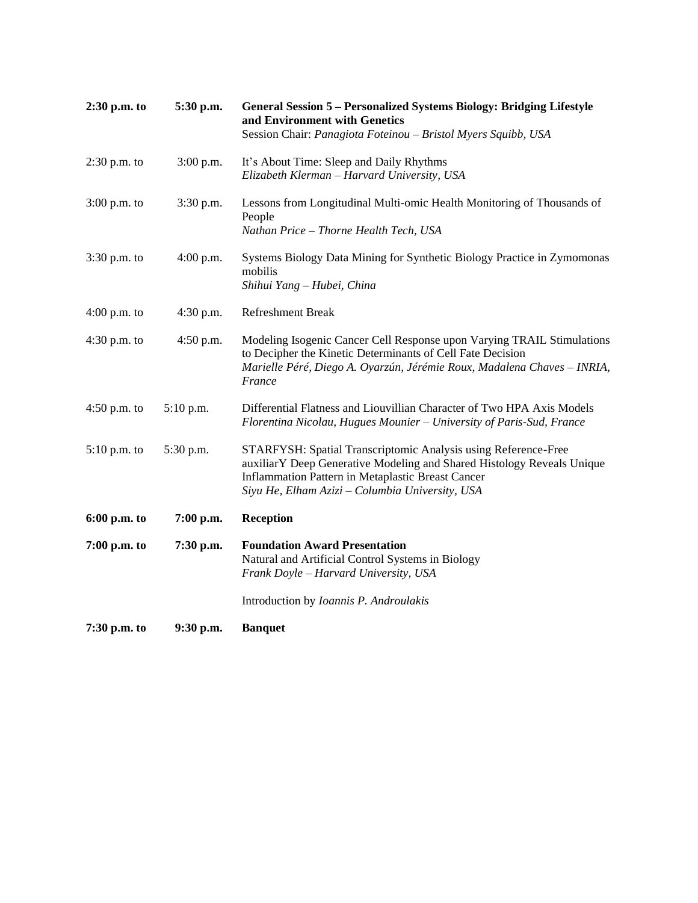| | | |
|---|---|---|
| **2:30 p.m. to** | **5:30 p.m.** | **General Session 5 – Personalized Systems Biology: Bridging Lifestyle and Environment with Genetics**<br>Session Chair: *Panagiota Foteinou – Bristol Myers Squibb, USA* |
| 2:30 p.m. to | 3:00 p.m. | It's About Time: Sleep and Daily Rhythms<br>*Elizabeth Klerman – Harvard University, USA* |
| 3:00 p.m. to | 3:30 p.m. | Lessons from Longitudinal Multi-omic Health Monitoring of Thousands of People<br>*Nathan Price – Thorne Health Tech, USA* |
| 3:30 p.m. to | 4:00 p.m. | Systems Biology Data Mining for Synthetic Biology Practice in Zymomonas mobilis<br>*Shihui Yang – Hubei, China* |
| 4:00 p.m. to | 4:30 p.m. | Refreshment Break |
| 4:30 p.m. to | 4:50 p.m. | Modeling Isogenic Cancer Cell Response upon Varying TRAIL Stimulations to Decipher the Kinetic Determinants of Cell Fate Decision<br>*Marielle Péré, Diego A. Oyarzún, Jérémie Roux, Madalena Chaves – INRIA, France* |
| 4:50 p.m. to | 5:10 p.m. | Differential Flatness and Liouvillian Character of Two HPA Axis Models<br>*Florentina Nicolau, Hugues Mounier – University of Paris-Sud, France* |
| 5:10 p.m. to | 5:30 p.m. | STARFYSH: Spatial Transcriptomic Analysis using Reference-Free auxiliarY Deep Generative Modeling and Shared Histology Reveals Unique Inflammation Pattern in Metaplastic Breast Cancer<br>*Siyu He, Elham Azizi – Columbia University, USA* |
| **6:00 p.m. to** | **7:00 p.m.** | **Reception** |
| **7:00 p.m. to** | **7:30 p.m.** | **Foundation Award Presentation**<br>Natural and Artificial Control Systems in Biology<br>*Frank Doyle – Harvard University, USA*<br><br>Introduction by *Ioannis P. Androulakis* |
| **7:30 p.m. to** | **9:30 p.m.** | **Banquet** |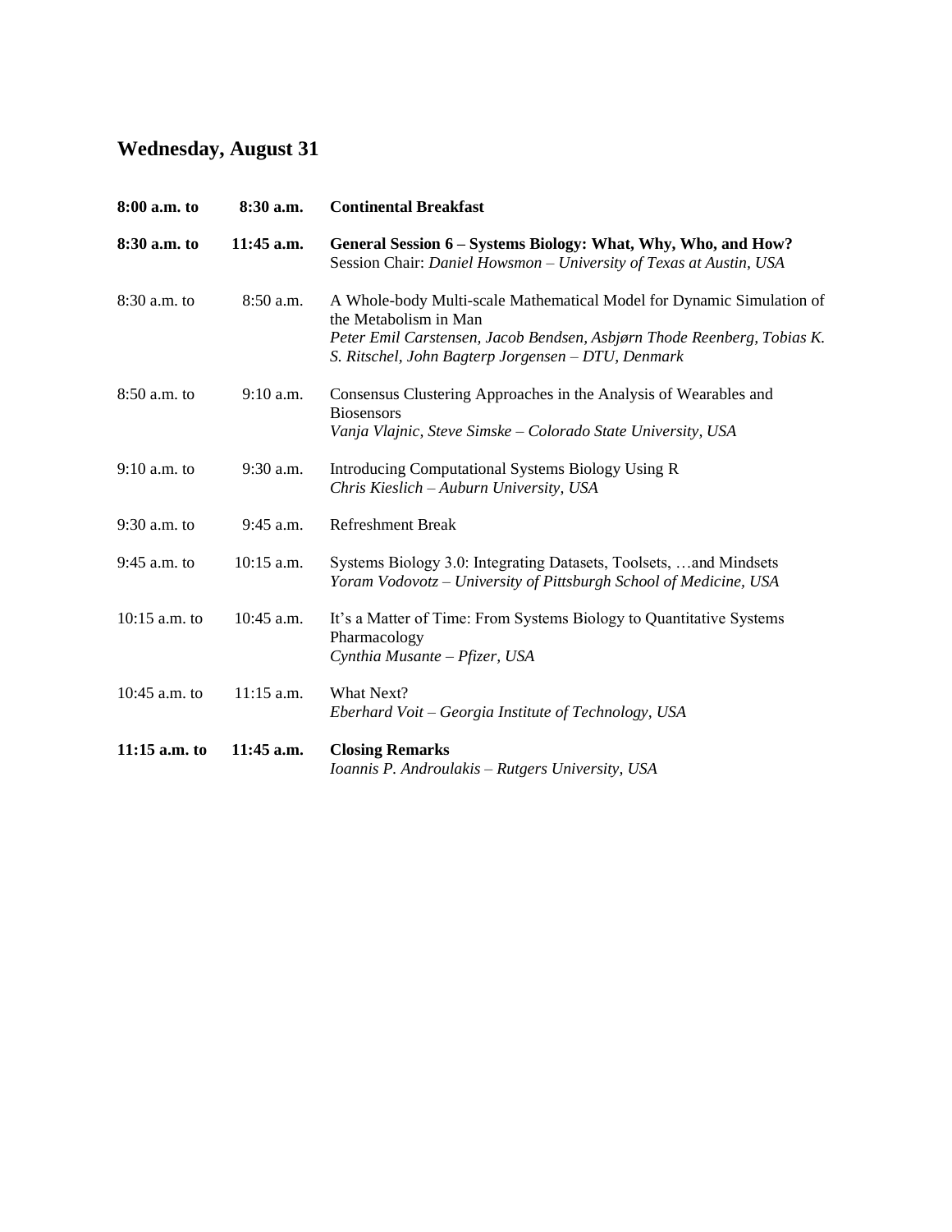## Wednesday, August 31

| | | |
|---|---|---|
| **8:00 a.m. to** | **8:30 a.m.** | **Continental Breakfast** |
| **8:30 a.m. to** | **11:45 a.m.** | **General Session 6 – Systems Biology: What, Why, Who, and How?**<br>Session Chair: *Daniel Howsmon – University of Texas at Austin, USA* |
| 8:30 a.m. to | 8:50 a.m. | A Whole-body Multi-scale Mathematical Model for Dynamic Simulation of the Metabolism in Man<br>*Peter Emil Carstensen, Jacob Bendsen, Asbjørn Thode Reenberg, Tobias K. S. Ritschel, John Bagterp Jorgensen – DTU, Denmark* |
| 8:50 a.m. to | 9:10 a.m. | Consensus Clustering Approaches in the Analysis of Wearables and Biosensors<br>*Vanja Vlajnic, Steve Simske – Colorado State University, USA* |
| 9:10 a.m. to | 9:30 a.m. | Introducing Computational Systems Biology Using R<br>*Chris Kieslich – Auburn University, USA* |
| 9:30 a.m. to | 9:45 a.m. | Refreshment Break |
| 9:45 a.m. to | 10:15 a.m. | Systems Biology 3.0: Integrating Datasets, Toolsets, …and Mindsets<br>*Yoram Vodovotz – University of Pittsburgh School of Medicine, USA* |
| 10:15 a.m. to | 10:45 a.m. | It's a Matter of Time: From Systems Biology to Quantitative Systems Pharmacology<br>*Cynthia Musante – Pfizer, USA* |
| 10:45 a.m. to | 11:15 a.m. | What Next?<br>*Eberhard Voit – Georgia Institute of Technology, USA* |
| **11:15 a.m. to** | **11:45 a.m.** | **Closing Remarks**<br>*Ioannis P. Androulakis – Rutgers University, USA* |